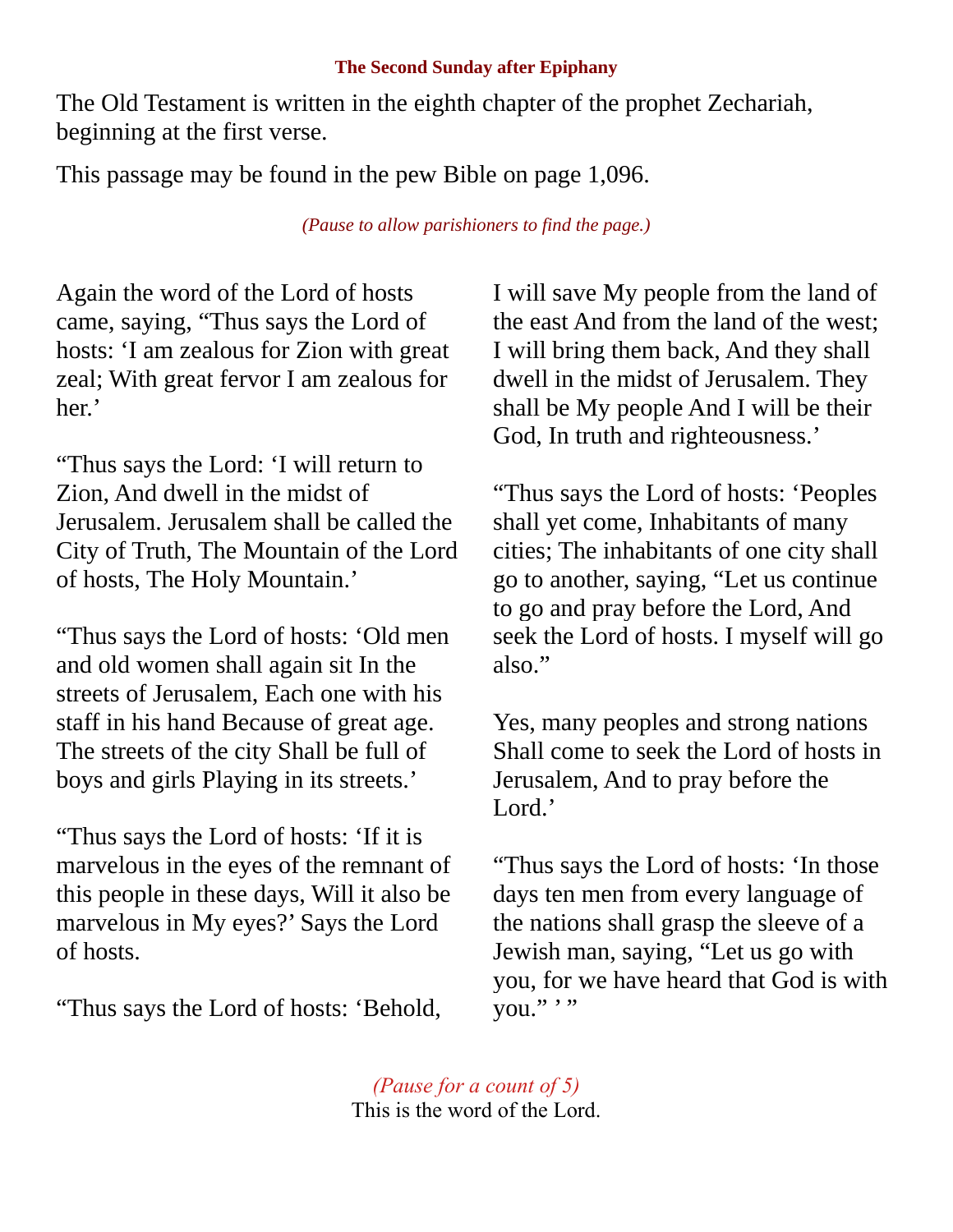### The Second Sunday after Epiphany

The Old Testament is written in the eighth chapter of the prophet Zechariah, beginning at the first verse.

This passage may be found in the pew Bible on page 1,096.

*(Pause to allow parishioners to find the page.)*

Again the word of the Lord of hosts came, saying, “Thus says the Lord of hosts: ‘I am zealous for Zion with great zeal; With great fervor I am zealous for her.’

“Thus says the Lord: ‘I will return to Zion, And dwell in the midst of Jerusalem. Jerusalem shall be called the City of Truth, The Mountain of the Lord of hosts, The Holy Mountain.’

“Thus says the Lord of hosts: ‘Old men and old women shall again sit In the streets of Jerusalem, Each one with his staff in his hand Because of great age. The streets of the city Shall be full of boys and girls Playing in its streets.’

“Thus says the Lord of hosts: ‘If it is marvelous in the eyes of the remnant of this people in these days, Will it also be marvelous in My eyes?’ Says the Lord of hosts.

“Thus says the Lord of hosts: ‘Behold, I will save My people from the land of the east And from the land of the west; I will bring them back, And they shall dwell in the midst of Jerusalem. They shall be My people And I will be their God, In truth and righteousness.’

“Thus says the Lord of hosts: ‘Peoples shall yet come, Inhabitants of many cities; The inhabitants of one city shall go to another, saying, “Let us continue to go and pray before the Lord, And seek the Lord of hosts. I myself will go also.”

Yes, many peoples and strong nations Shall come to seek the Lord of hosts in Jerusalem, And to pray before the Lord.’

“Thus says the Lord of hosts: ‘In those days ten men from every language of the nations shall grasp the sleeve of a Jewish man, saying, “Let us go with you, for we have heard that God is with you.” ’ ”

*(Pause for a count of 5)*

This is the word of the Lord.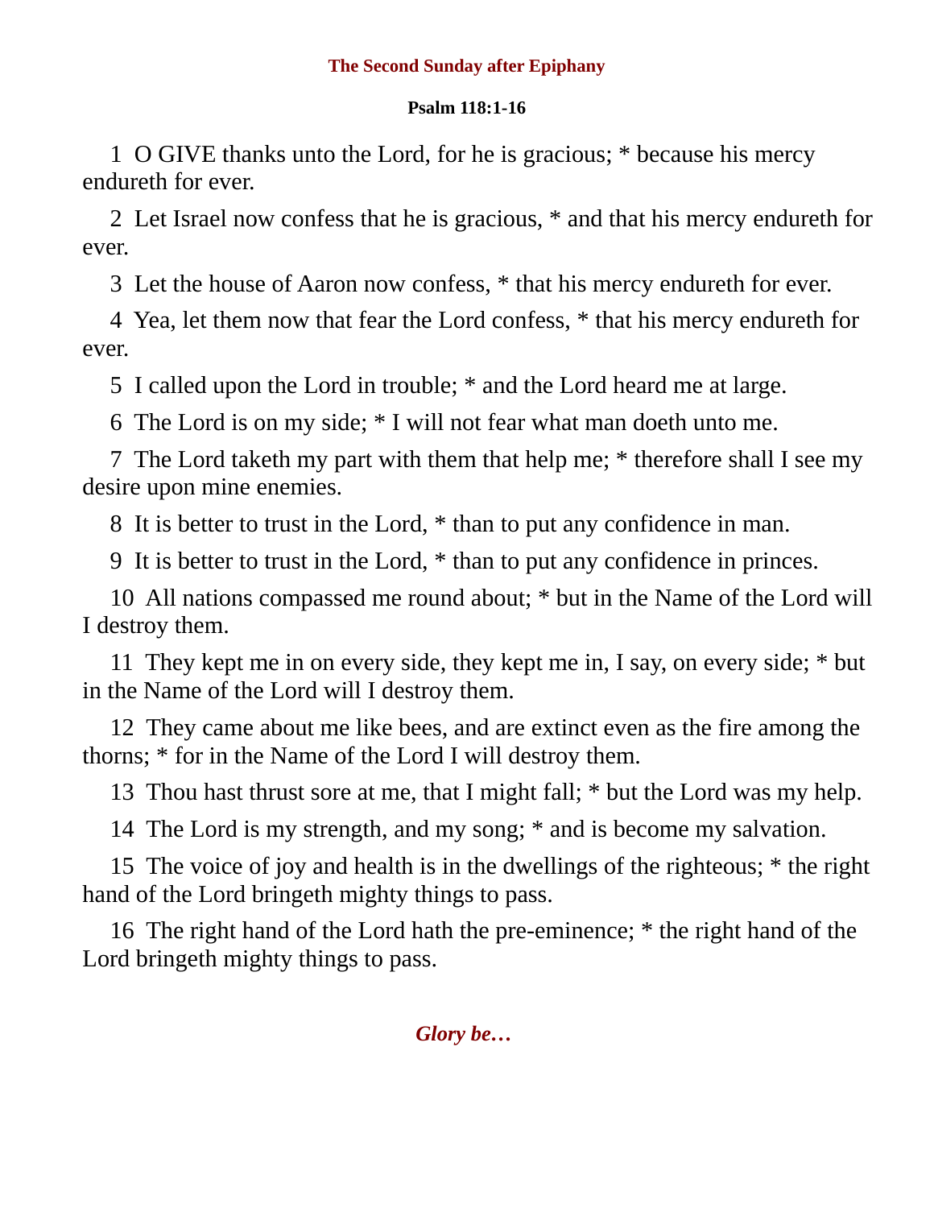## The Second Sunday after Epiphany

### Psalm 118:1-16

1 O GIVE thanks unto the Lord, for he is gracious; * because his mercy endureth for ever.

2 Let Israel now confess that he is gracious, * and that his mercy endureth for ever.

3 Let the house of Aaron now confess, * that his mercy endureth for ever.

4 Yea, let them now that fear the Lord confess, * that his mercy endureth for ever.

5 I called upon the Lord in trouble; * and the Lord heard me at large.

6 The Lord is on my side; * I will not fear what man doeth unto me.

7 The Lord taketh my part with them that help me; * therefore shall I see my desire upon mine enemies.

8 It is better to trust in the Lord, * than to put any confidence in man.

9 It is better to trust in the Lord, * than to put any confidence in princes.

10 All nations compassed me round about; * but in the Name of the Lord will I destroy them.

11 They kept me in on every side, they kept me in, I say, on every side; * but in the Name of the Lord will I destroy them.

12 They came about me like bees, and are extinct even as the fire among the thorns; * for in the Name of the Lord I will destroy them.

13 Thou hast thrust sore at me, that I might fall; * but the Lord was my help.

14 The Lord is my strength, and my song; * and is become my salvation.

15 The voice of joy and health is in the dwellings of the righteous; * the right hand of the Lord bringeth mighty things to pass.

16 The right hand of the Lord hath the pre-eminence; * the right hand of the Lord bringeth mighty things to pass.

***Glory be…***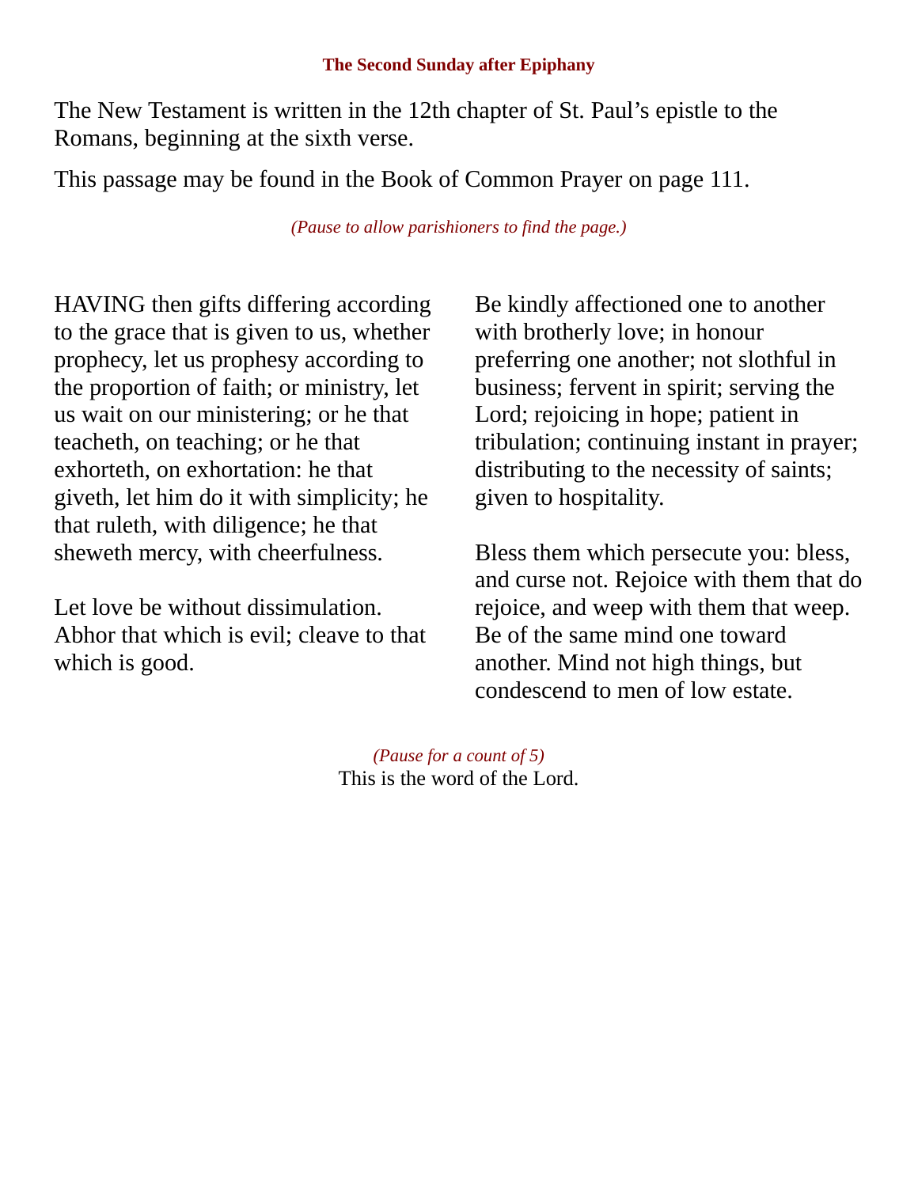**The Second Sunday after Epiphany**

The New Testament is written in the 12th chapter of St. Paul's epistle to the Romans, beginning at the sixth verse.

This passage may be found in the Book of Common Prayer on page 111.

*(Pause to allow parishioners to find the page.)*

HAVING then gifts differing according to the grace that is given to us, whether prophecy, let us prophesy according to the proportion of faith; or ministry, let us wait on our ministering; or he that teacheth, on teaching; or he that exhorteth, on exhortation: he that giveth, let him do it with simplicity; he that ruleth, with diligence; he that sheweth mercy, with cheerfulness.

Let love be without dissimulation. Abhor that which is evil; cleave to that which is good.

Be kindly affectioned one to another with brotherly love; in honour preferring one another; not slothful in business; fervent in spirit; serving the Lord; rejoicing in hope; patient in tribulation; continuing instant in prayer; distributing to the necessity of saints; given to hospitality.

Bless them which persecute you: bless, and curse not. Rejoice with them that do rejoice, and weep with them that weep. Be of the same mind one toward another. Mind not high things, but condescend to men of low estate.

*(Pause for a count of 5)*
This is the word of the Lord.